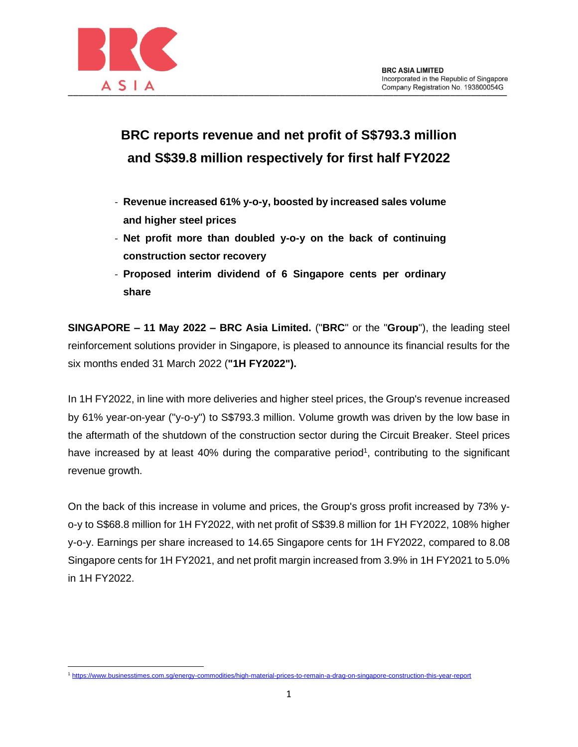**BRC ASIA LIMITED**
Incorporated in the Republic of Singapore
Company Registration No. 193800054G

# BRC reports revenue and net profit of S$793.3 million and S$39.8 million respectively for first half FY2022

- **Revenue increased 61% y-o-y, boosted by increased sales volume and higher steel prices**
- **Net profit more than doubled y-o-y on the back of continuing construction sector recovery**
- **Proposed interim dividend of 6 Singapore cents per ordinary share**

**SINGAPORE – 11 May 2022 – BRC Asia Limited.** ("**BRC**" or the "**Group**"), the leading steel reinforcement solutions provider in Singapore, is pleased to announce its financial results for the six months ended 31 March 2022 (**"1H FY2022").**

In 1H FY2022, in line with more deliveries and higher steel prices, the Group's revenue increased by 61% year-on-year ("y-o-y") to S$793.3 million. Volume growth was driven by the low base in the aftermath of the shutdown of the construction sector during the Circuit Breaker. Steel prices have increased by at least 40% during the comparative period[1], contributing to the significant revenue growth.

On the back of this increase in volume and prices, the Group's gross profit increased by 73% y-o-y to S$68.8 million for 1H FY2022, with net profit of S$39.8 million for 1H FY2022, 108% higher y-o-y. Earnings per share increased to 14.65 Singapore cents for 1H FY2022, compared to 8.08 Singapore cents for 1H FY2021, and net profit margin increased from 3.9% in 1H FY2021 to 5.0% in 1H FY2022.

[1] https://www.businesstimes.com.sg/energy-commodities/high-material-prices-to-remain-a-drag-on-singapore-construction-this-year-report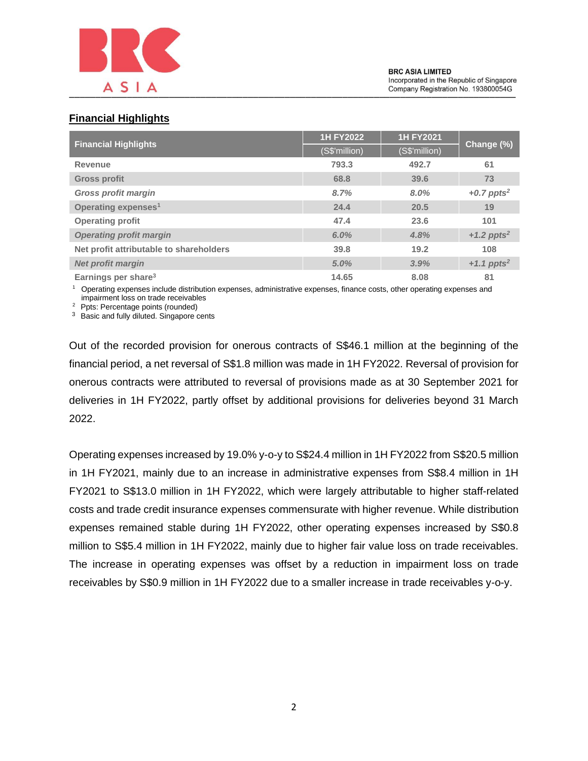## Financial Highlights

| Financial Highlights | 1H FY2022 (S$'million) | 1H FY2021 (S$'million) | Change (%) |
|---|---|---|---|
| Revenue | 793.3 | 492.7 | 61 |
| Gross profit | 68.8 | 39.6 | 73 |
| *Gross profit margin* | *8.7%* | *8.0%* | *+0.7 ppts*[2] |
| Operating expenses[1] | 24.4 | 20.5 | 19 |
| Operating profit | 47.4 | 23.6 | 101 |
| *Operating profit margin* | *6.0%* | *4.8%* | *+1.2 ppts*[2] |
| Net profit attributable to shareholders | 39.8 | 19.2 | 108 |
| *Net profit margin* | *5.0%* | *3.9%* | *+1.1 ppts*[2] |
| Earnings per share[3] | 14.65 | 8.08 | 81 |

[1] Operating expenses include distribution expenses, administrative expenses, finance costs, other operating expenses and impairment loss on trade receivables

[2] Ppts: Percentage points (rounded)

[3] Basic and fully diluted. Singapore cents

Out of the recorded provision for onerous contracts of S$46.1 million at the beginning of the financial period, a net reversal of S$1.8 million was made in 1H FY2022. Reversal of provision for onerous contracts were attributed to reversal of provisions made as at 30 September 2021 for deliveries in 1H FY2022, partly offset by additional provisions for deliveries beyond 31 March 2022.

Operating expenses increased by 19.0% y-o-y to S$24.4 million in 1H FY2022 from S$20.5 million in 1H FY2021, mainly due to an increase in administrative expenses from S$8.4 million in 1H FY2021 to S$13.0 million in 1H FY2022, which were largely attributable to higher staff-related costs and trade credit insurance expenses commensurate with higher revenue. While distribution expenses remained stable during 1H FY2022, other operating expenses increased by S$0.8 million to S$5.4 million in 1H FY2022, mainly due to higher fair value loss on trade receivables. The increase in operating expenses was offset by a reduction in impairment loss on trade receivables by S$0.9 million in 1H FY2022 due to a smaller increase in trade receivables y-o-y.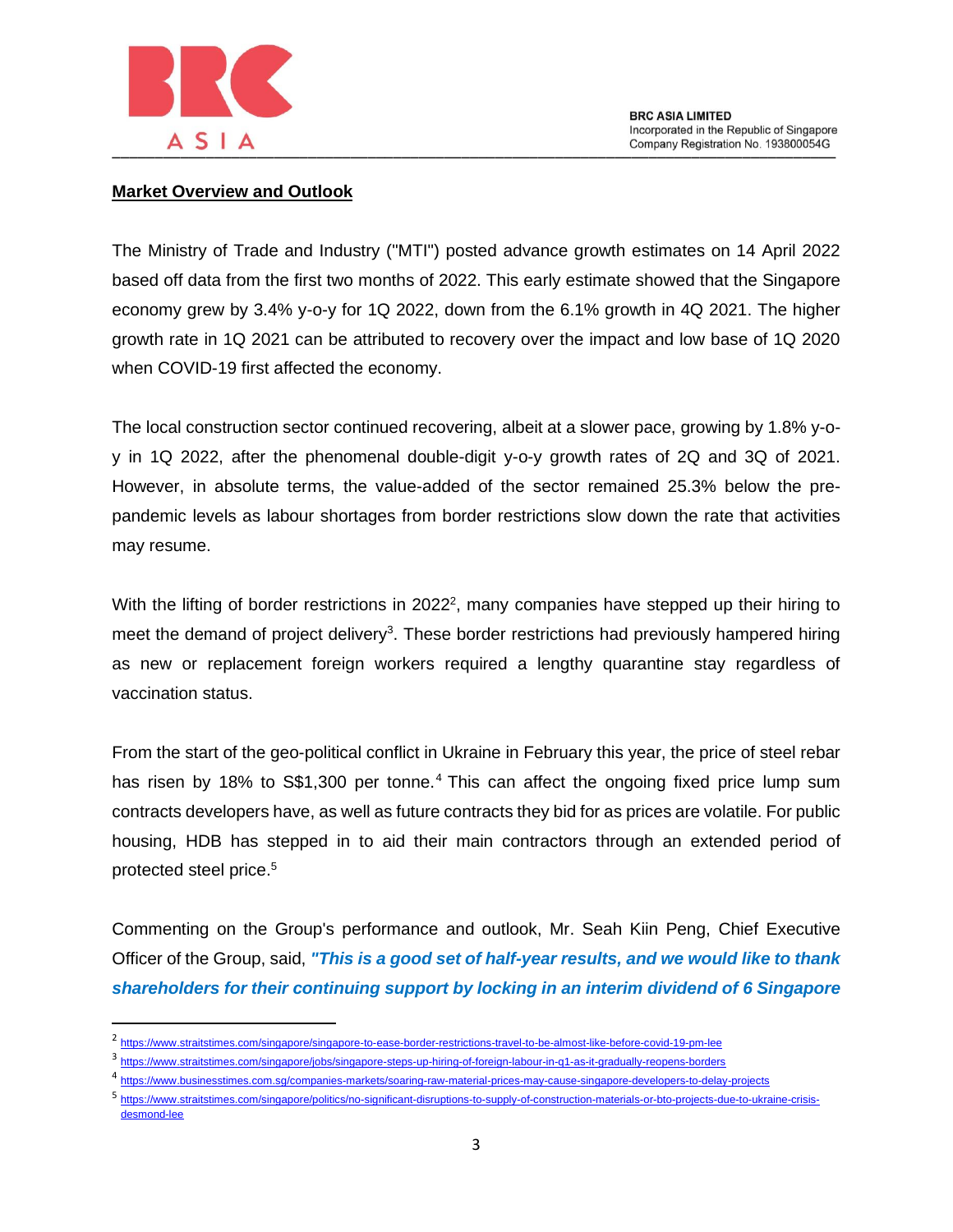## Market Overview and Outlook

The Ministry of Trade and Industry ("MTI") posted advance growth estimates on 14 April 2022 based off data from the first two months of 2022. This early estimate showed that the Singapore economy grew by 3.4% y-o-y for 1Q 2022, down from the 6.1% growth in 4Q 2021. The higher growth rate in 1Q 2021 can be attributed to recovery over the impact and low base of 1Q 2020 when COVID-19 first affected the economy.

The local construction sector continued recovering, albeit at a slower pace, growing by 1.8% y-o-y in 1Q 2022, after the phenomenal double-digit y-o-y growth rates of 2Q and 3Q of 2021. However, in absolute terms, the value-added of the sector remained 25.3% below the pre-pandemic levels as labour shortages from border restrictions slow down the rate that activities may resume.

With the lifting of border restrictions in 2022[2], many companies have stepped up their hiring to meet the demand of project delivery[3]. These border restrictions had previously hampered hiring as new or replacement foreign workers required a lengthy quarantine stay regardless of vaccination status.

From the start of the geo-political conflict in Ukraine in February this year, the price of steel rebar has risen by 18% to S$1,300 per tonne.[4] This can affect the ongoing fixed price lump sum contracts developers have, as well as future contracts they bid for as prices are volatile. For public housing, HDB has stepped in to aid their main contractors through an extended period of protected steel price.[5]

Commenting on the Group's performance and outlook, Mr. Seah Kiin Peng, Chief Executive Officer of the Group, said, ***"This is a good set of half-year results, and we would like to thank shareholders for their continuing support by locking in an interim dividend of 6 Singapore***

---

[2] https://www.straitstimes.com/singapore/singapore-to-ease-border-restrictions-travel-to-be-almost-like-before-covid-19-pm-lee

[3] https://www.straitstimes.com/singapore/jobs/singapore-steps-up-hiring-of-foreign-labour-in-q1-as-it-gradually-reopens-borders

[4] https://www.businesstimes.com.sg/companies-markets/soaring-raw-material-prices-may-cause-singapore-developers-to-delay-projects

[5] https://www.straitstimes.com/singapore/politics/no-significant-disruptions-to-supply-of-construction-materials-or-bto-projects-due-to-ukraine-crisis-desmond-lee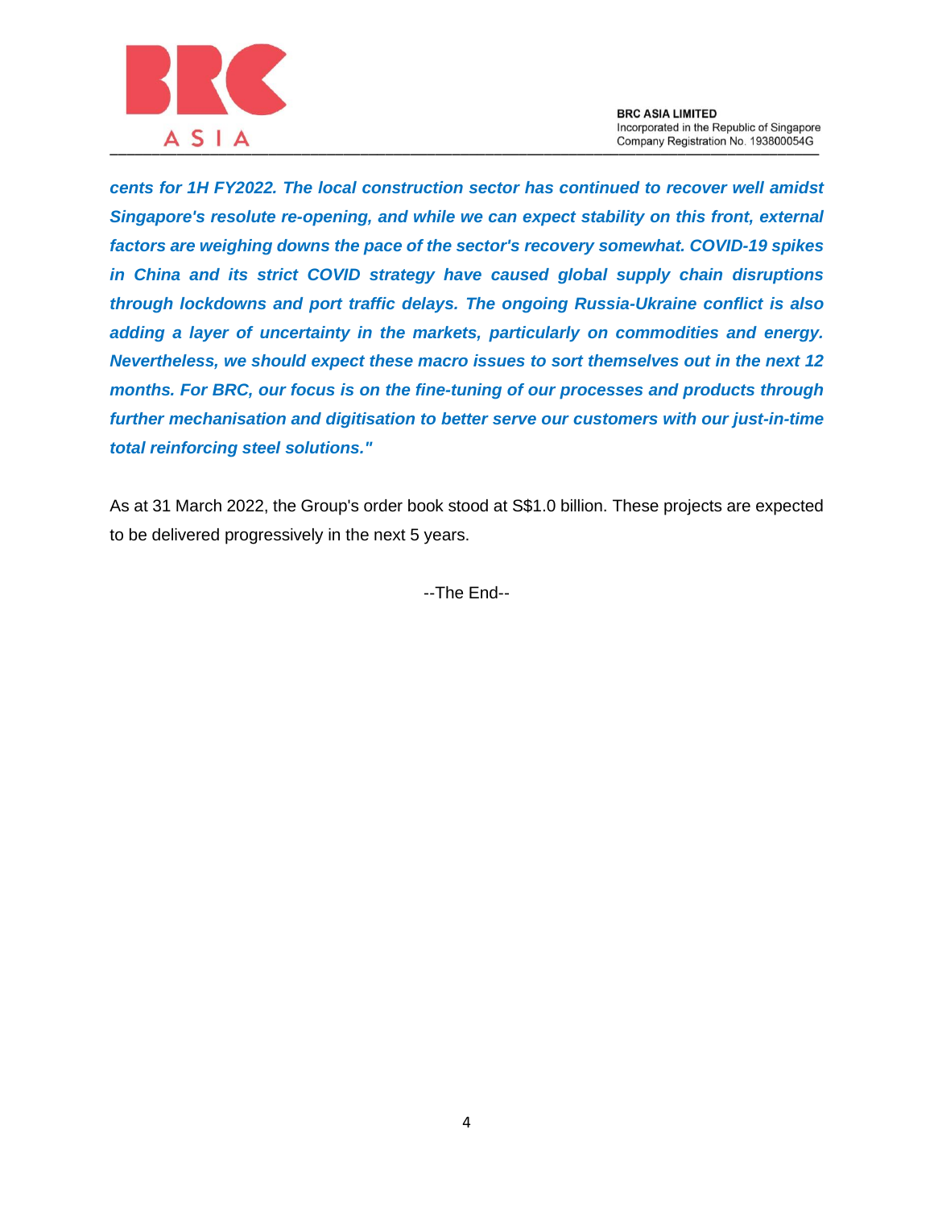***cents for 1H FY2022. The local construction sector has continued to recover well amidst Singapore's resolute re-opening, and while we can expect stability on this front, external factors are weighing downs the pace of the sector's recovery somewhat. COVID-19 spikes in China and its strict COVID strategy have caused global supply chain disruptions through lockdowns and port traffic delays. The ongoing Russia-Ukraine conflict is also adding a layer of uncertainty in the markets, particularly on commodities and energy. Nevertheless, we should expect these macro issues to sort themselves out in the next 12 months. For BRC, our focus is on the fine-tuning of our processes and products through further mechanisation and digitisation to better serve our customers with our just-in-time total reinforcing steel solutions."***

As at 31 March 2022, the Group's order book stood at S$1.0 billion. These projects are expected to be delivered progressively in the next 5 years.

--The End--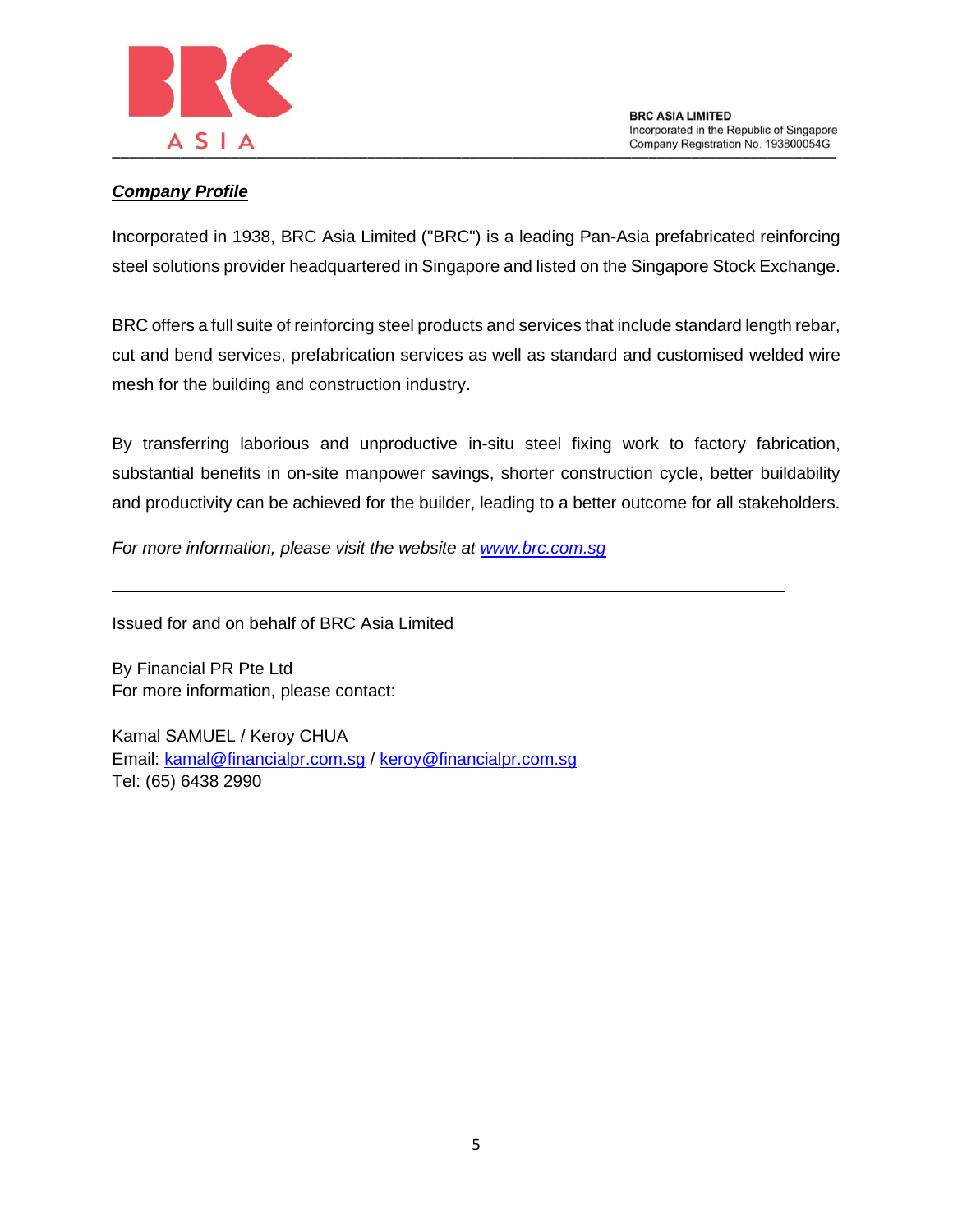**BRC ASIA LIMITED**
Incorporated in the Republic of Singapore
Company Registration No. 193800054G

***Company Profile***

Incorporated in 1938, BRC Asia Limited ("BRC") is a leading Pan-Asia prefabricated reinforcing steel solutions provider headquartered in Singapore and listed on the Singapore Stock Exchange.

BRC offers a full suite of reinforcing steel products and services that include standard length rebar, cut and bend services, prefabrication services as well as standard and customised welded wire mesh for the building and construction industry.

By transferring laborious and unproductive in-situ steel fixing work to factory fabrication, substantial benefits in on-site manpower savings, shorter construction cycle, better buildability and productivity can be achieved for the builder, leading to a better outcome for all stakeholders.

*For more information, please visit the website at www.brc.com.sg*

---

Issued for and on behalf of BRC Asia Limited

By Financial PR Pte Ltd
For more information, please contact:

Kamal SAMUEL / Keroy CHUA
Email: kamal@financialpr.com.sg / keroy@financialpr.com.sg
Tel: (65) 6438 2990